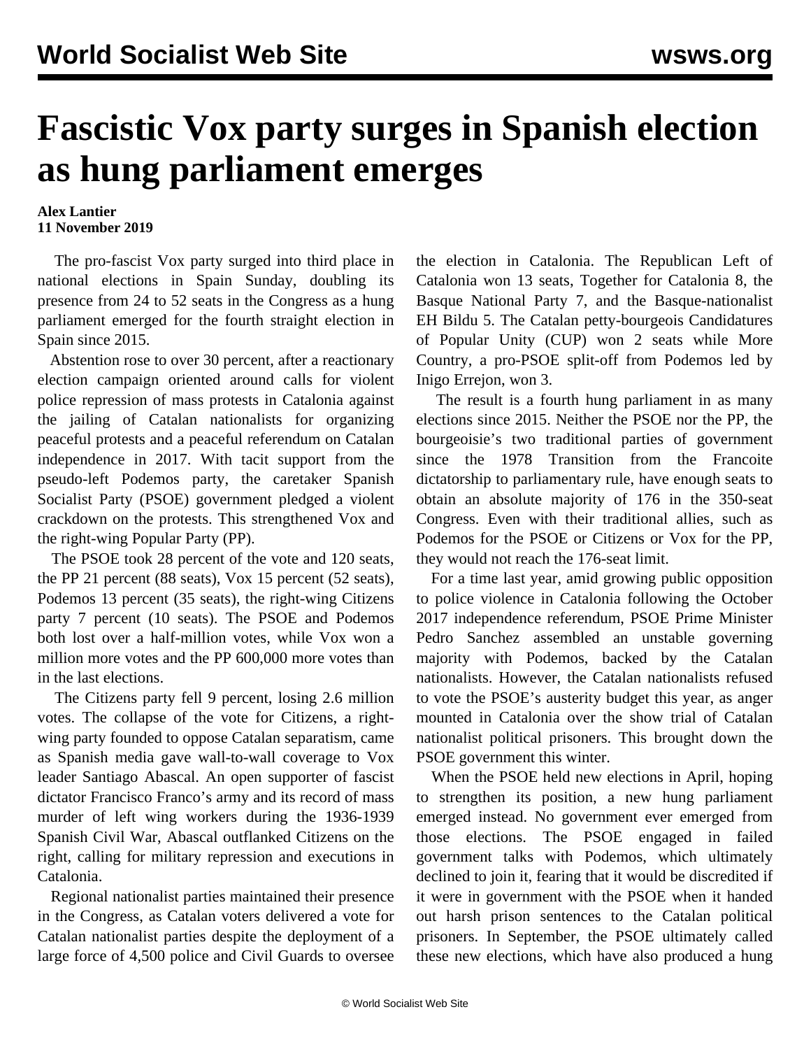# Fascistic Vox party surges in Spanish election as hung parliament emerges

**Alex Lantier**
**11 November 2019**

The pro-fascist Vox party surged into third place in national elections in Spain Sunday, doubling its presence from 24 to 52 seats in the Congress as a hung parliament emerged for the fourth straight election in Spain since 2015.

Abstention rose to over 30 percent, after a reactionary election campaign oriented around calls for violent police repression of mass protests in Catalonia against the jailing of Catalan nationalists for organizing peaceful protests and a peaceful referendum on Catalan independence in 2017. With tacit support from the pseudo-left Podemos party, the caretaker Spanish Socialist Party (PSOE) government pledged a violent crackdown on the protests. This strengthened Vox and the right-wing Popular Party (PP).

The PSOE took 28 percent of the vote and 120 seats, the PP 21 percent (88 seats), Vox 15 percent (52 seats), Podemos 13 percent (35 seats), the right-wing Citizens party 7 percent (10 seats). The PSOE and Podemos both lost over a half-million votes, while Vox won a million more votes and the PP 600,000 more votes than in the last elections.

The Citizens party fell 9 percent, losing 2.6 million votes. The collapse of the vote for Citizens, a right-wing party founded to oppose Catalan separatism, came as Spanish media gave wall-to-wall coverage to Vox leader Santiago Abascal. An open supporter of fascist dictator Francisco Franco's army and its record of mass murder of left wing workers during the 1936-1939 Spanish Civil War, Abascal outflanked Citizens on the right, calling for military repression and executions in Catalonia.

Regional nationalist parties maintained their presence in the Congress, as Catalan voters delivered a vote for Catalan nationalist parties despite the deployment of a large force of 4,500 police and Civil Guards to oversee the election in Catalonia. The Republican Left of Catalonia won 13 seats, Together for Catalonia 8, the Basque National Party 7, and the Basque-nationalist EH Bildu 5. The Catalan petty-bourgeois Candidatures of Popular Unity (CUP) won 2 seats while More Country, a pro-PSOE split-off from Podemos led by Inigo Errejon, won 3.

The result is a fourth hung parliament in as many elections since 2015. Neither the PSOE nor the PP, the bourgeoisie's two traditional parties of government since the 1978 Transition from the Francoite dictatorship to parliamentary rule, have enough seats to obtain an absolute majority of 176 in the 350-seat Congress. Even with their traditional allies, such as Podemos for the PSOE or Citizens or Vox for the PP, they would not reach the 176-seat limit.

For a time last year, amid growing public opposition to police violence in Catalonia following the October 2017 independence referendum, PSOE Prime Minister Pedro Sanchez assembled an unstable governing majority with Podemos, backed by the Catalan nationalists. However, the Catalan nationalists refused to vote the PSOE's austerity budget this year, as anger mounted in Catalonia over the show trial of Catalan nationalist political prisoners. This brought down the PSOE government this winter.

When the PSOE held new elections in April, hoping to strengthen its position, a new hung parliament emerged instead. No government ever emerged from those elections. The PSOE engaged in failed government talks with Podemos, which ultimately declined to join it, fearing that it would be discredited if it were in government with the PSOE when it handed out harsh prison sentences to the Catalan political prisoners. In September, the PSOE ultimately called these new elections, which have also produced a hung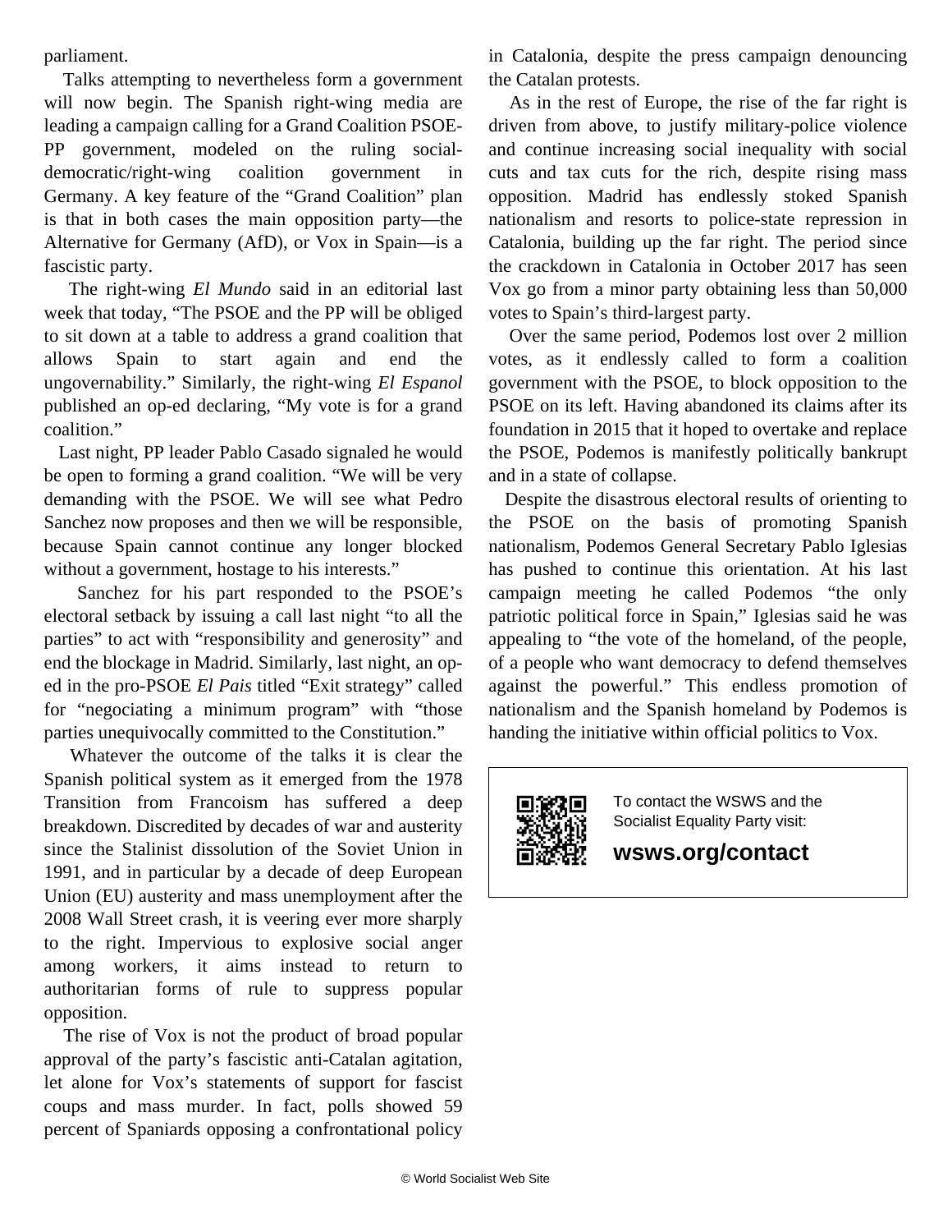parliament.

Talks attempting to nevertheless form a government will now begin. The Spanish right-wing media are leading a campaign calling for a Grand Coalition PSOE-PP government, modeled on the ruling social-democratic/right-wing coalition government in Germany. A key feature of the "Grand Coalition" plan is that in both cases the main opposition party—the Alternative for Germany (AfD), or Vox in Spain—is a fascistic party.

The right-wing *El Mundo* said in an editorial last week that today, "The PSOE and the PP will be obliged to sit down at a table to address a grand coalition that allows Spain to start again and end the ungovernability." Similarly, the right-wing *El Espanol* published an op-ed declaring, "My vote is for a grand coalition."

Last night, PP leader Pablo Casado signaled he would be open to forming a grand coalition. "We will be very demanding with the PSOE. We will see what Pedro Sanchez now proposes and then we will be responsible, because Spain cannot continue any longer blocked without a government, hostage to his interests."

Sanchez for his part responded to the PSOE's electoral setback by issuing a call last night "to all the parties" to act with "responsibility and generosity" and end the blockage in Madrid. Similarly, last night, an op-ed in the pro-PSOE *El Pais* titled "Exit strategy" called for "negociating a minimum program" with "those parties unequivocally committed to the Constitution."

Whatever the outcome of the talks it is clear the Spanish political system as it emerged from the 1978 Transition from Francoism has suffered a deep breakdown. Discredited by decades of war and austerity since the Stalinist dissolution of the Soviet Union in 1991, and in particular by a decade of deep European Union (EU) austerity and mass unemployment after the 2008 Wall Street crash, it is veering ever more sharply to the right. Impervious to explosive social anger among workers, it aims instead to return to authoritarian forms of rule to suppress popular opposition.

The rise of Vox is not the product of broad popular approval of the party's fascistic anti-Catalan agitation, let alone for Vox's statements of support for fascist coups and mass murder. In fact, polls showed 59 percent of Spaniards opposing a confrontational policy in Catalonia, despite the press campaign denouncing the Catalan protests.

As in the rest of Europe, the rise of the far right is driven from above, to justify military-police violence and continue increasing social inequality with social cuts and tax cuts for the rich, despite rising mass opposition. Madrid has endlessly stoked Spanish nationalism and resorts to police-state repression in Catalonia, building up the far right. The period since the crackdown in Catalonia in October 2017 has seen Vox go from a minor party obtaining less than 50,000 votes to Spain's third-largest party.

Over the same period, Podemos lost over 2 million votes, as it endlessly called to form a coalition government with the PSOE, to block opposition to the PSOE on its left. Having abandoned its claims after its foundation in 2015 that it hoped to overtake and replace the PSOE, Podemos is manifestly politically bankrupt and in a state of collapse.

Despite the disastrous electoral results of orienting to the PSOE on the basis of promoting Spanish nationalism, Podemos General Secretary Pablo Iglesias has pushed to continue this orientation. At his last campaign meeting he called Podemos "the only patriotic political force in Spain," Iglesias said he was appealing to "the vote of the homeland, of the people, of a people who want democracy to defend themselves against the powerful." This endless promotion of nationalism and the Spanish homeland by Podemos is handing the initiative within official politics to Vox.

To contact the WSWS and the Socialist Equality Party visit:

**wsws.org/contact**